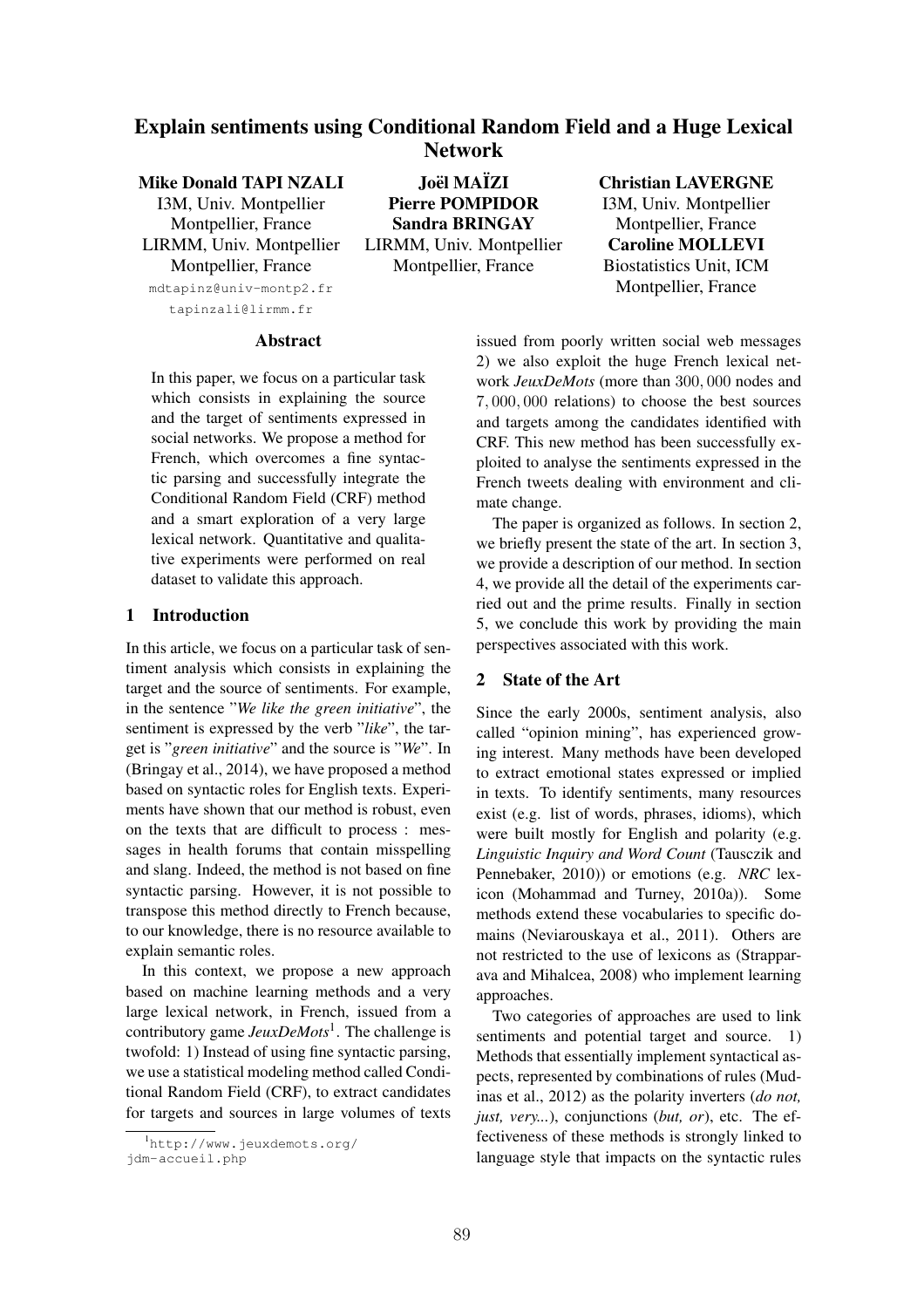# Explain sentiments using Conditional Random Field and a Huge Lexical Network

**Mike Donald TAPI NZALI**
I3M, Univ. Montpellier
Montpellier, France
LIRMM, Univ. Montpellier
Montpellier, France
mdtapinz@univ-montp2.fr
tapinzali@lirmm.fr

**Joël MAÏZI**
**Pierre POMPIDOR**
**Sandra BRINGAY**
LIRMM, Univ. Montpellier
Montpellier, France

**Christian LAVERGNE**
I3M, Univ. Montpellier
Montpellier, France
**Caroline MOLLEVI**
Biostatistics Unit, ICM
Montpellier, France

## Abstract

In this paper, we focus on a particular task which consists in explaining the source and the target of sentiments expressed in social networks. We propose a method for French, which overcomes a fine syntactic parsing and successfully integrate the Conditional Random Field (CRF) method and a smart exploration of a very large lexical network. Quantitative and qualitative experiments were performed on real dataset to validate this approach.

## 1 Introduction

In this article, we focus on a particular task of sentiment analysis which consists in explaining the target and the source of sentiments. For example, in the sentence "*We like the green initiative*", the sentiment is expressed by the verb "*like*", the target is "*green initiative*" and the source is "*We*". In (Bringay et al., 2014), we have proposed a method based on syntactic roles for English texts. Experiments have shown that our method is robust, even on the texts that are difficult to process : messages in health forums that contain misspelling and slang. Indeed, the method is not based on fine syntactic parsing. However, it is not possible to transpose this method directly to French because, to our knowledge, there is no resource available to explain semantic roles.

In this context, we propose a new approach based on machine learning methods and a very large lexical network, in French, issued from a contributory game *JeuxDeMots*[1]. The challenge is twofold: 1) Instead of using fine syntactic parsing, we use a statistical modeling method called Conditional Random Field (CRF), to extract candidates for targets and sources in large volumes of texts issued from poorly written social web messages 2) we also exploit the huge French lexical network *JeuxDeMots* (more than 300,000 nodes and 7,000,000 relations) to choose the best sources and targets among the candidates identified with CRF. This new method has been successfully exploited to analyse the sentiments expressed in the French tweets dealing with environment and climate change.

The paper is organized as follows. In section 2, we briefly present the state of the art. In section 3, we provide a description of our method. In section 4, we provide all the detail of the experiments carried out and the prime results. Finally in section 5, we conclude this work by providing the main perspectives associated with this work.

## 2 State of the Art

Since the early 2000s, sentiment analysis, also called "opinion mining", has experienced growing interest. Many methods have been developed to extract emotional states expressed or implied in texts. To identify sentiments, many resources exist (e.g. list of words, phrases, idioms), which were built mostly for English and polarity (e.g. *Linguistic Inquiry and Word Count* (Tausczik and Pennebaker, 2010)) or emotions (e.g. *NRC* lexicon (Mohammad and Turney, 2010a)). Some methods extend these vocabularies to specific domains (Neviarouskaya et al., 2011). Others are not restricted to the use of lexicons as (Strapparava and Mihalcea, 2008) who implement learning approaches.

Two categories of approaches are used to link sentiments and potential target and source. 1) Methods that essentially implement syntactical aspects, represented by combinations of rules (Mudinas et al., 2012) as the polarity inverters (*do not, just, very...*), conjunctions (*but, or*), etc. The effectiveness of these methods is strongly linked to language style that impacts on the syntactic rules

[1] http://www.jeuxdemots.org/jdm-accueil.php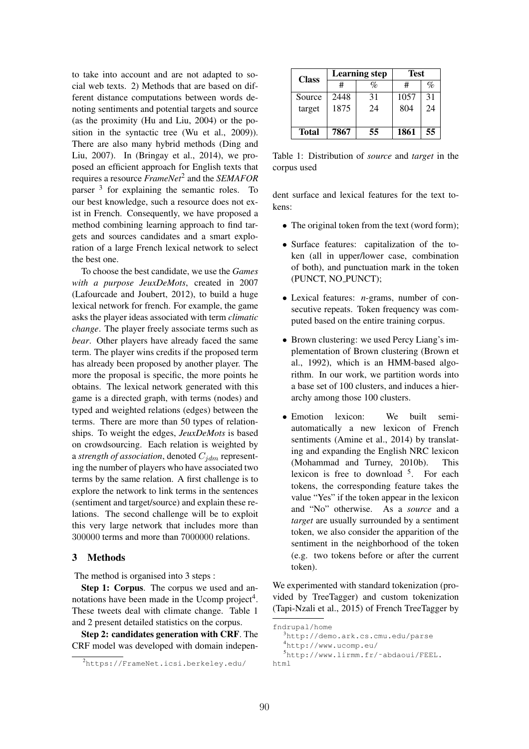to take into account and are not adapted to social web texts. 2) Methods that are based on different distance computations between words denoting sentiments and potential targets and source (as the proximity (Hu and Liu, 2004) or the position in the syntactic tree (Wu et al., 2009)). There are also many hybrid methods (Ding and Liu, 2007). In (Bringay et al., 2014), we proposed an efficient approach for English texts that requires a resource *FrameNet*[2] and the *SEMAFOR* parser [3] for explaining the semantic roles. To our best knowledge, such a resource does not exist in French. Consequently, we have proposed a method combining learning approach to find targets and sources candidates and a smart exploration of a large French lexical network to select the best one.

To choose the best candidate, we use the *Games with a purpose JeuxDeMots*, created in 2007 (Lafourcade and Joubert, 2012), to build a huge lexical network for french. For example, the game asks the player ideas associated with term *climatic change*. The player freely associate terms such as *bear*. Other players have already faced the same term. The player wins credits if the proposed term has already been proposed by another player. The more the proposal is specific, the more points he obtains. The lexical network generated with this game is a directed graph, with terms (nodes) and typed and weighted relations (edges) between the terms. There are more than 50 types of relationships. To weight the edges, *JeuxDeMots* is based on crowdsourcing. Each relation is weighted by a *strength of association*, denoted $C_{jdm}$ representing the number of players who have associated two terms by the same relation. A first challenge is to explore the network to link terms in the sentences (sentiment and target/source) and explain these relations. The second challenge will be to exploit this very large network that includes more than 300000 terms and more than 7000000 relations.

## 3 Methods

The method is organised into 3 steps :

**Step 1: Corpus**. The corpus we used and annotations have been made in the Ucomp project[4]. These tweets deal with climate change. Table 1 and 2 present detailed statistics on the corpus.

**Step 2: candidates generation with CRF**. The CRF model was developed with domain independent surface and lexical features for the text tokens:

| Class | Learning step | | Test | |
|---|---|---|---|---|
| | # | % | # | % |
| Source | 2448 | 31 | 1057 | 31 |
| target | 1875 | 24 | 804 | 24 |
| **Total** | **7867** | **55** | **1861** | **55** |

Table 1: Distribution of *source* and *target* in the corpus used

- The original token from the text (word form);
- Surface features: capitalization of the token (all in upper/lower case, combination of both), and punctuation mark in the token (PUNCT, NO_PUNCT);
- Lexical features: *n*-grams, number of consecutive repeats. Token frequency was computed based on the entire training corpus.
- Brown clustering: we used Percy Liang's implementation of Brown clustering (Brown et al., 1992), which is an HMM-based algorithm. In our work, we partition words into a base set of 100 clusters, and induces a hierarchy among those 100 clusters.
- Emotion lexicon: We built semi-automatically a new lexicon of French sentiments (Amine et al., 2014) by translating and expanding the English NRC lexicon (Mohammad and Turney, 2010b). This lexicon is free to download [5]. For each tokens, the corresponding feature takes the value "Yes" if the token appear in the lexicon and "No" otherwise. As a *source* and a *target* are usually surrounded by a sentiment token, we also consider the apparition of the sentiment in the neighborhood of the token (e.g. two tokens before or after the current token).

We experimented with standard tokenization (provided by TreeTagger) and custom tokenization (Tapi-Nzali et al., 2015) of French TreeTagger by

[2] https://FrameNet.icsi.berkeley.edu/fndrupal/home

[3] http://demo.ark.cs.cmu.edu/parse

[4] http://www.ucomp.eu/

[5] http://www.lirmm.fr/~abdaoui/FEEL.html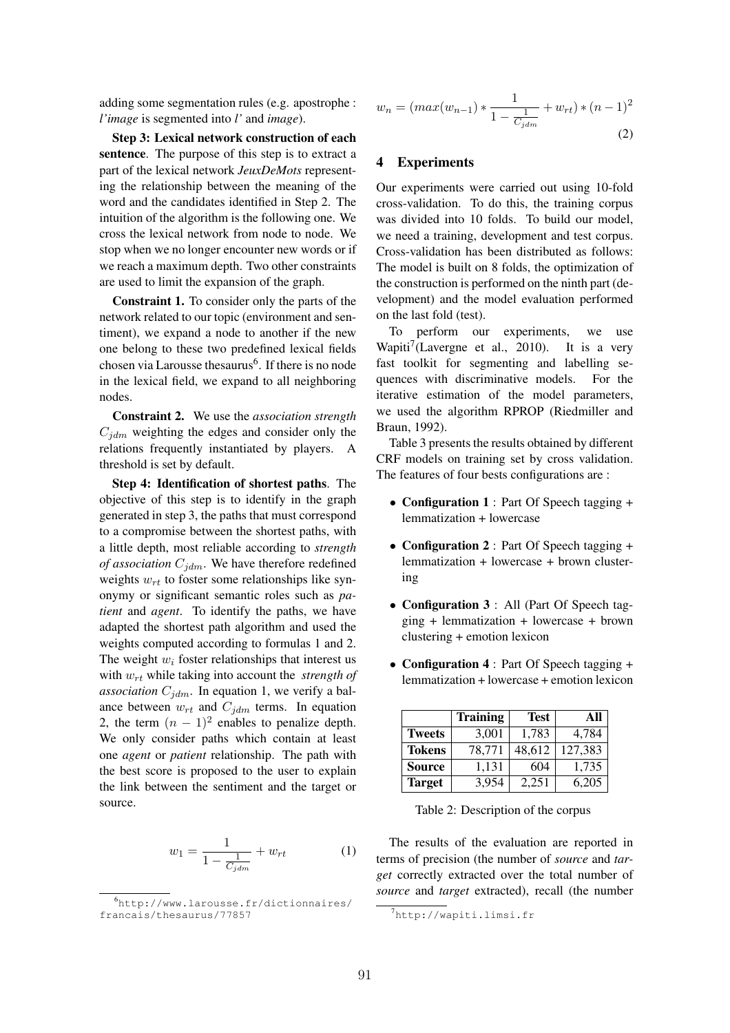adding some segmentation rules (e.g. apostrophe : *l'image* is segmented into *l'* and *image*).

**Step 3: Lexical network construction of each sentence**. The purpose of this step is to extract a part of the lexical network *JeuxDeMots* representing the relationship between the meaning of the word and the candidates identified in Step 2. The intuition of the algorithm is the following one. We cross the lexical network from node to node. We stop when we no longer encounter new words or if we reach a maximum depth. Two other constraints are used to limit the expansion of the graph.

**Constraint 1.** To consider only the parts of the network related to our topic (environment and sentiment), we expand a node to another if the new one belong to these two predefined lexical fields chosen via Larousse thesaurus[6]. If there is no node in the lexical field, we expand to all neighboring nodes.

**Constraint 2.** We use the *association strength* $C_{jdm}$ weighting the edges and consider only the relations frequently instantiated by players. A threshold is set by default.

**Step 4: Identification of shortest paths**. The objective of this step is to identify in the graph generated in step 3, the paths that must correspond to a compromise between the shortest paths, with a little depth, most reliable according to *strength of association* $C_{jdm}$. We have therefore redefined weights $w_{rt}$ to foster some relationships like synonymy or significant semantic roles such as *patient* and *agent*. To identify the paths, we have adapted the shortest path algorithm and used the weights computed according to formulas 1 and 2. The weight $w_i$ foster relationships that interest us with $w_{rt}$ while taking into account the *strength of association* $C_{jdm}$. In equation 1, we verify a balance between $w_{rt}$ and $C_{jdm}$ terms. In equation 2, the term $(n-1)^2$ enables to penalize depth. We only consider paths which contain at least one *agent* or *patient* relationship. The path with the best score is proposed to the user to explain the link between the sentiment and the target or source.

$$w_1 = \frac{1}{1 - \frac{1}{C_{jdm}}} + w_{rt} \quad (1)$$

[6] http://www.larousse.fr/dictionnaires/francais/thesaurus/77857

$$w_n = (max(w_{n-1}) * \frac{1}{1 - \frac{1}{C_{jdm}}} + w_{rt}) * (n-1)^2 \quad (2)$$

## 4 Experiments

Our experiments were carried out using 10-fold cross-validation. To do this, the training corpus was divided into 10 folds. To build our model, we need a training, development and test corpus. Cross-validation has been distributed as follows: The model is built on 8 folds, the optimization of the construction is performed on the ninth part (development) and the model evaluation performed on the last fold (test).

To perform our experiments, we use Wapiti[7](Lavergne et al., 2010). It is a very fast toolkit for segmenting and labelling sequences with discriminative models. For the iterative estimation of the model parameters, we used the algorithm RPROP (Riedmiller and Braun, 1992).

Table 3 presents the results obtained by different CRF models on training set by cross validation. The features of four bests configurations are :

- **Configuration 1** : Part Of Speech tagging + lemmatization + lowercase
- **Configuration 2** : Part Of Speech tagging + lemmatization + lowercase + brown clustering
- **Configuration 3** : All (Part Of Speech tagging + lemmatization + lowercase + brown clustering + emotion lexicon
- **Configuration 4** : Part Of Speech tagging + lemmatization + lowercase + emotion lexicon

| | **Training** | **Test** | **All** |
|---|---|---|---|
| **Tweets** | 3,001 | 1,783 | 4,784 |
| **Tokens** | 78,771 | 48,612 | 127,383 |
| **Source** | 1,131 | 604 | 1,735 |
| **Target** | 3,954 | 2,251 | 6,205 |

Table 2: Description of the corpus

The results of the evaluation are reported in terms of precision (the number of *source* and *target* correctly extracted over the total number of *source* and *target* extracted), recall (the number

[7] http://wapiti.limsi.fr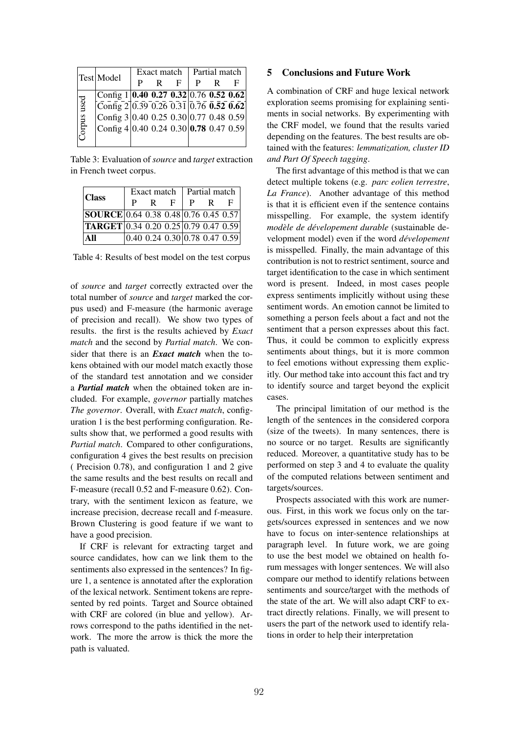| Test | Model | Exact match | | | Partial match | | |
|---|---|---|---|---|---|---|---|
| | | P | R | F | P | R | F |
| Corpus used | Config 1 | **0.40** | **0.27** | **0.32** | 0.76 | **0.52** | **0.62** |
| | Config 2 | 0.39 | 0.26 | 0.31 | 0.76 | **0.52** | **0.62** |
| | Config 3 | 0.40 | 0.25 | 0.30 | 0.77 | 0.48 | 0.59 |
| | Config 4 | 0.40 | 0.24 | 0.30 | **0.78** | 0.47 | 0.59 |

Table 3: Evaluation of *source* and *target* extraction in French tweet corpus.

| Class | Exact match | | | Partial match | | |
|---|---|---|---|---|---|---|
| | P | R | F | P | R | F |
| **SOURCE** | 0.64 | 0.38 | 0.48 | 0.76 | 0.45 | 0.57 |
| **TARGET** | 0.34 | 0.20 | 0.25 | 0.79 | 0.47 | 0.59 |
| **All** | 0.40 | 0.24 | 0.30 | 0.78 | 0.47 | 0.59 |

Table 4: Results of best model on the test corpus

of *source* and *target* correctly extracted over the total number of *source* and *target* marked the corpus used) and F-measure (the harmonic average of precision and recall). We show two types of results. the first is the results achieved by *Exact match* and the second by *Partial match*. We consider that there is an ***Exact match*** when the tokens obtained with our model match exactly those of the standard test annotation and we consider a ***Partial match*** when the obtained token are included. For example, *governor* partially matches *The governor*. Overall, with *Exact match*, configuration 1 is the best performing configuration. Results show that, we performed a good results with *Partial match*. Compared to other configurations, configuration 4 gives the best results on precision ( Precision 0.78), and configuration 1 and 2 give the same results and the best results on recall and F-measure (recall 0.52 and F-measure 0.62). Contrary, with the sentiment lexicon as feature, we increase precision, decrease recall and f-measure. Brown Clustering is good feature if we want to have a good precision.

If CRF is relevant for extracting target and source candidates, how can we link them to the sentiments also expressed in the sentences? In figure 1, a sentence is annotated after the exploration of the lexical network. Sentiment tokens are represented by red points. Target and Source obtained with CRF are colored (in blue and yellow). Arrows correspond to the paths identified in the network. The more the arrow is thick the more the path is valuated.

## 5 Conclusions and Future Work

A combination of CRF and huge lexical network exploration seems promising for explaining sentiments in social networks. By experimenting with the CRF model, we found that the results varied depending on the features. The best results are obtained with the features: *lemmatization, cluster ID and Part Of Speech tagging*.

The first advantage of this method is that we can detect multiple tokens (e.g. *parc eolien terrestre*, *La France*). Another advantage of this method is that it is efficient even if the sentence contains misspelling. For example, the system identify *modèle de dévelopement durable* (sustainable development model) even if the word *dévelopement* is misspelled. Finally, the main advantage of this contribution is not to restrict sentiment, source and target identification to the case in which sentiment word is present. Indeed, in most cases people express sentiments implicitly without using these sentiment words. An emotion cannot be limited to something a person feels about a fact and not the sentiment that a person expresses about this fact. Thus, it could be common to explicitly express sentiments about things, but it is more common to feel emotions without expressing them explicitly. Our method take into account this fact and try to identify source and target beyond the explicit cases.

The principal limitation of our method is the length of the sentences in the considered corpora (size of the tweets). In many sentences, there is no source or no target. Results are significantly reduced. Moreover, a quantitative study has to be performed on step 3 and 4 to evaluate the quality of the computed relations between sentiment and targets/sources.

Prospects associated with this work are numerous. First, in this work we focus only on the targets/sources expressed in sentences and we now have to focus on inter-sentence relationships at paragraph level. In future work, we are going to use the best model we obtained on health forum messages with longer sentences. We will also compare our method to identify relations between sentiments and source/target with the methods of the state of the art. We will also adapt CRF to extract directly relations. Finally, we will present to users the part of the network used to identify relations in order to help their interpretation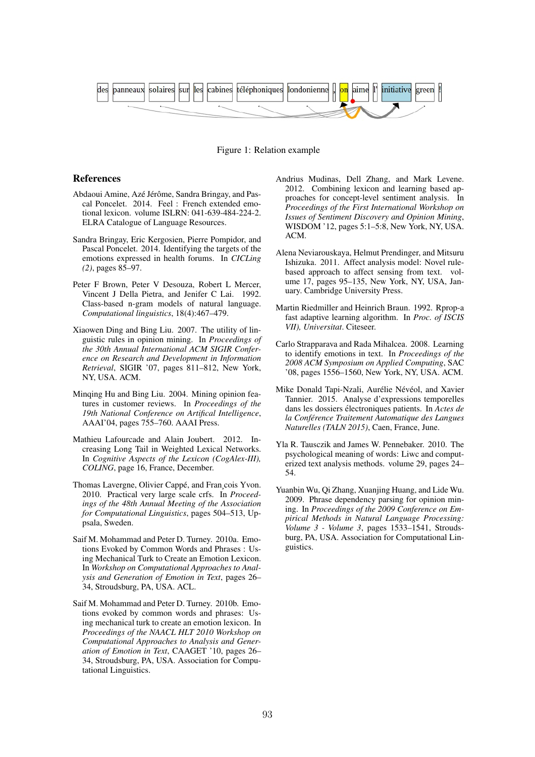des panneaux solaires sur les cabines téléphoniques londonienne , on aime l' initiative green !

Figure 1: Relation example

## References

Abdaoui Amine, Azé Jérôme, Sandra Bringay, and Pascal Poncelet. 2014. Feel : French extended emotional lexicon. volume ISLRN: 041-639-484-224-2. ELRA Catalogue of Language Resources.

Sandra Bringay, Eric Kergosien, Pierre Pompidor, and Pascal Poncelet. 2014. Identifying the targets of the emotions expressed in health forums. In *CICLing (2)*, pages 85–97.

Peter F Brown, Peter V Desouza, Robert L Mercer, Vincent J Della Pietra, and Jenifer C Lai. 1992. Class-based n-gram models of natural language. *Computational linguistics*, 18(4):467–479.

Xiaowen Ding and Bing Liu. 2007. The utility of linguistic rules in opinion mining. In *Proceedings of the 30th Annual International ACM SIGIR Conference on Research and Development in Information Retrieval*, SIGIR '07, pages 811–812, New York, NY, USA. ACM.

Minqing Hu and Bing Liu. 2004. Mining opinion features in customer reviews. In *Proceedings of the 19th National Conference on Artifical Intelligence*, AAAI'04, pages 755–760. AAAI Press.

Mathieu Lafourcade and Alain Joubert. 2012. Increasing Long Tail in Weighted Lexical Networks. In *Cognitive Aspects of the Lexicon (CogAlex-III), COLING*, page 16, France, December.

Thomas Lavergne, Olivier Cappé, and Fran¸cois Yvon. 2010. Practical very large scale crfs. In *Proceedings of the 48th Annual Meeting of the Association for Computational Linguistics*, pages 504–513, Uppsala, Sweden.

Saif M. Mohammad and Peter D. Turney. 2010a. Emotions Evoked by Common Words and Phrases : Using Mechanical Turk to Create an Emotion Lexicon. In *Workshop on Computational Approaches to Analysis and Generation of Emotion in Text*, pages 26–34, Stroudsburg, PA, USA. ACL.

Saif M. Mohammad and Peter D. Turney. 2010b. Emotions evoked by common words and phrases: Using mechanical turk to create an emotion lexicon. In *Proceedings of the NAACL HLT 2010 Workshop on Computational Approaches to Analysis and Generation of Emotion in Text*, CAAGET '10, pages 26–34, Stroudsburg, PA, USA. Association for Computational Linguistics.

Andrius Mudinas, Dell Zhang, and Mark Levene. 2012. Combining lexicon and learning based approaches for concept-level sentiment analysis. In *Proceedings of the First International Workshop on Issues of Sentiment Discovery and Opinion Mining*, WISDOM '12, pages 5:1–5:8, New York, NY, USA. ACM.

Alena Neviarouskaya, Helmut Prendinger, and Mitsuru Ishizuka. 2011. Affect analysis model: Novel rule-based approach to affect sensing from text. volume 17, pages 95–135, New York, NY, USA, January. Cambridge University Press.

Martin Riedmiller and Heinrich Braun. 1992. Rprop-a fast adaptive learning algorithm. In *Proc. of ISCIS VII), Universitat*. Citeseer.

Carlo Strapparava and Rada Mihalcea. 2008. Learning to identify emotions in text. In *Proceedings of the 2008 ACM Symposium on Applied Computing*, SAC '08, pages 1556–1560, New York, NY, USA. ACM.

Mike Donald Tapi-Nzali, Aurélie Névéol, and Xavier Tannier. 2015. Analyse d'expressions temporelles dans les dossiers électroniques patients. In *Actes de la Conférence Traitement Automatique des Langues Naturelles (TALN 2015)*, Caen, France, June.

Yla R. Tausczik and James W. Pennebaker. 2010. The psychological meaning of words: Liwc and computerized text analysis methods. volume 29, pages 24–54.

Yuanbin Wu, Qi Zhang, Xuanjing Huang, and Lide Wu. 2009. Phrase dependency parsing for opinion mining. In *Proceedings of the 2009 Conference on Empirical Methods in Natural Language Processing: Volume 3 - Volume 3*, pages 1533–1541, Stroudsburg, PA, USA. Association for Computational Linguistics.